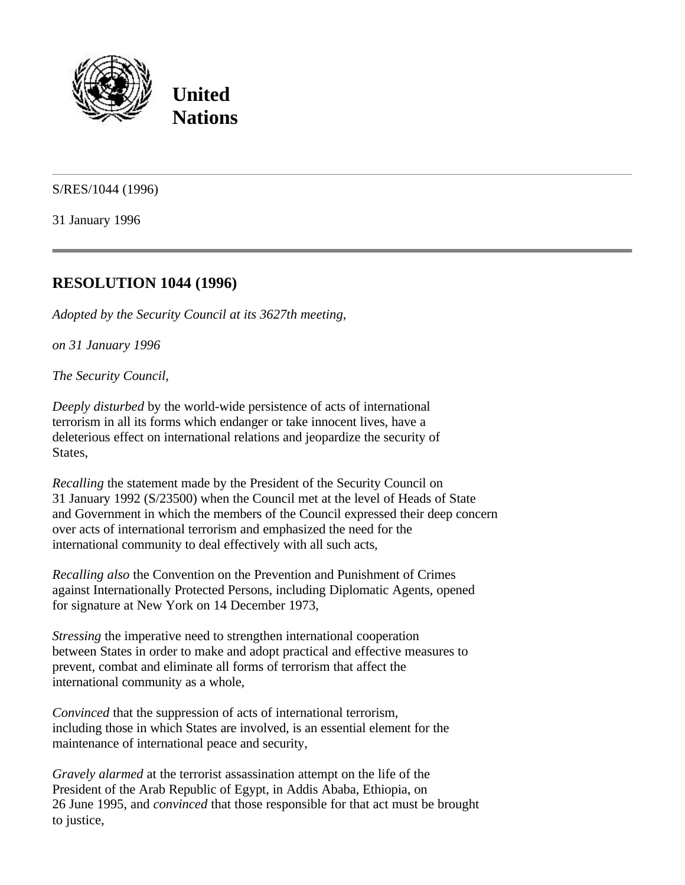**United Nations**

S/RES/1044 (1996)

31 January 1996

## RESOLUTION 1044 (1996)

*Adopted by the Security Council at its 3627th meeting,*

*on 31 January 1996*

*The Security Council,*

*Deeply disturbed* by the world-wide persistence of acts of international terrorism in all its forms which endanger or take innocent lives, have a deleterious effect on international relations and jeopardize the security of States,

*Recalling* the statement made by the President of the Security Council on 31 January 1992 (S/23500) when the Council met at the level of Heads of State and Government in which the members of the Council expressed their deep concern over acts of international terrorism and emphasized the need for the international community to deal effectively with all such acts,

*Recalling also* the Convention on the Prevention and Punishment of Crimes against Internationally Protected Persons, including Diplomatic Agents, opened for signature at New York on 14 December 1973,

*Stressing* the imperative need to strengthen international cooperation between States in order to make and adopt practical and effective measures to prevent, combat and eliminate all forms of terrorism that affect the international community as a whole,

*Convinced* that the suppression of acts of international terrorism, including those in which States are involved, is an essential element for the maintenance of international peace and security,

*Gravely alarmed* at the terrorist assassination attempt on the life of the President of the Arab Republic of Egypt, in Addis Ababa, Ethiopia, on 26 June 1995, and *convinced* that those responsible for that act must be brought to justice,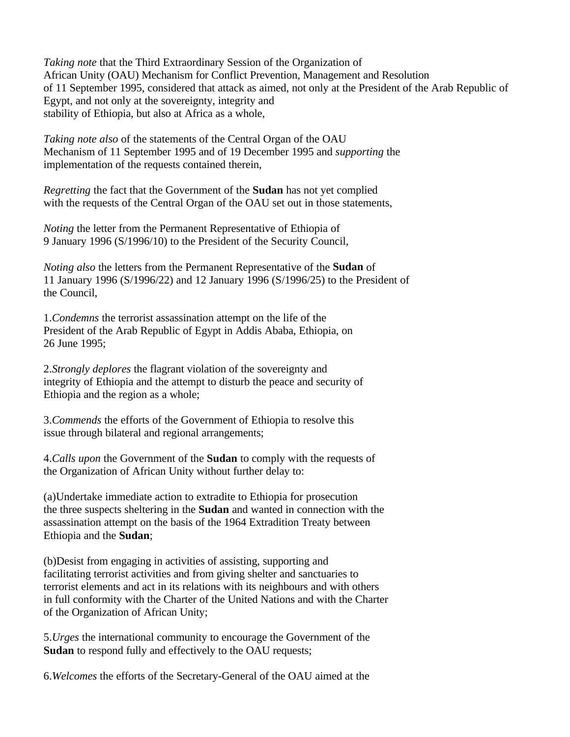*Taking note* that the Third Extraordinary Session of the Organization of African Unity (OAU) Mechanism for Conflict Prevention, Management and Resolution of 11 September 1995, considered that attack as aimed, not only at the President of the Arab Republic of Egypt, and not only at the sovereignty, integrity and stability of Ethiopia, but also at Africa as a whole,

*Taking note also* of the statements of the Central Organ of the OAU Mechanism of 11 September 1995 and of 19 December 1995 and *supporting* the implementation of the requests contained therein,

*Regretting* the fact that the Government of the **Sudan** has not yet complied with the requests of the Central Organ of the OAU set out in those statements,

*Noting* the letter from the Permanent Representative of Ethiopia of 9 January 1996 (S/1996/10) to the President of the Security Council,

*Noting also* the letters from the Permanent Representative of the **Sudan** of 11 January 1996 (S/1996/22) and 12 January 1996 (S/1996/25) to the President of the Council,

1.*Condemns* the terrorist assassination attempt on the life of the President of the Arab Republic of Egypt in Addis Ababa, Ethiopia, on 26 June 1995;

2.*Strongly deplores* the flagrant violation of the sovereignty and integrity of Ethiopia and the attempt to disturb the peace and security of Ethiopia and the region as a whole;

3.*Commends* the efforts of the Government of Ethiopia to resolve this issue through bilateral and regional arrangements;

4.*Calls upon* the Government of the **Sudan** to comply with the requests of the Organization of African Unity without further delay to:

(a)Undertake immediate action to extradite to Ethiopia for prosecution the three suspects sheltering in the **Sudan** and wanted in connection with the assassination attempt on the basis of the 1964 Extradition Treaty between Ethiopia and the **Sudan**;

(b)Desist from engaging in activities of assisting, supporting and facilitating terrorist activities and from giving shelter and sanctuaries to terrorist elements and act in its relations with its neighbours and with others in full conformity with the Charter of the United Nations and with the Charter of the Organization of African Unity;

5.*Urges* the international community to encourage the Government of the **Sudan** to respond fully and effectively to the OAU requests;

6.*Welcomes* the efforts of the Secretary-General of the OAU aimed at the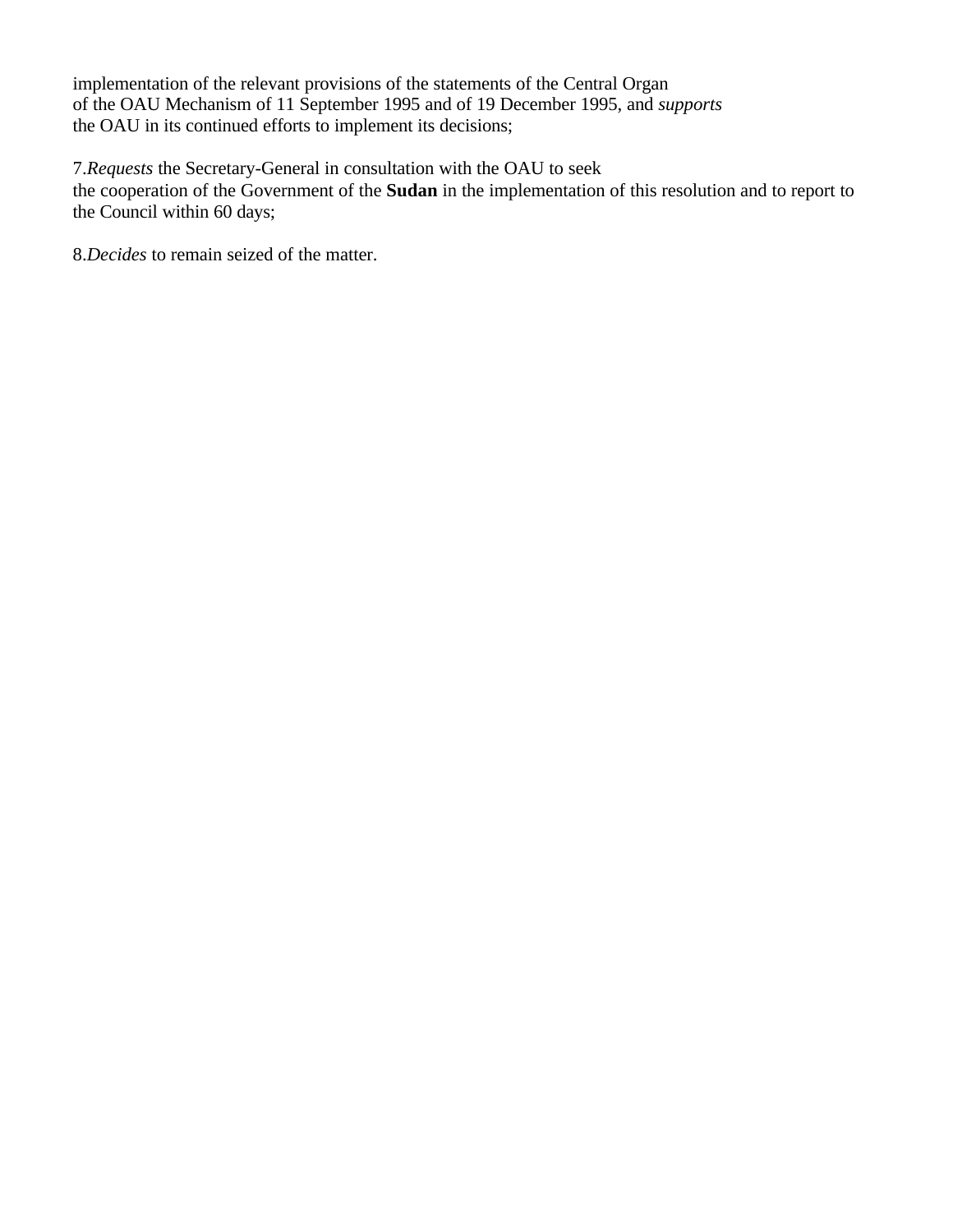implementation of the relevant provisions of the statements of the Central Organ of the OAU Mechanism of 11 September 1995 and of 19 December 1995, and *supports* the OAU in its continued efforts to implement its decisions;

7.*Requests* the Secretary-General in consultation with the OAU to seek the cooperation of the Government of the **Sudan** in the implementation of this resolution and to report to the Council within 60 days;

8.*Decides* to remain seized of the matter.